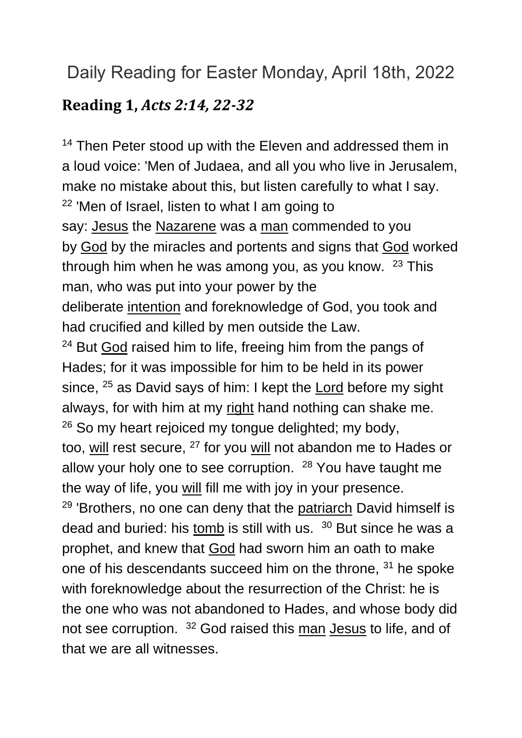# Daily Reading for Easter Monday, April 18th, 2022

## Reading 1, *Acts 2:14, 22-32*

[14] Then Peter stood up with the Eleven and addressed them in a loud voice: 'Men of Judaea, and all you who live in Jerusalem, make no mistake about this, but listen carefully to what I say. [22] 'Men of Israel, listen to what I am going to say: Jesus the Nazarene was a man commended to you by God by the miracles and portents and signs that God worked through him when he was among you, as you know. [23] This man, who was put into your power by the deliberate intention and foreknowledge of God, you took and had crucified and killed by men outside the Law.
[24] But God raised him to life, freeing him from the pangs of Hades; for it was impossible for him to be held in its power since, [25] as David says of him: I kept the Lord before my sight always, for with him at my right hand nothing can shake me.
[26] So my heart rejoiced my tongue delighted; my body, too, will rest secure, [27] for you will not abandon me to Hades or allow your holy one to see corruption. [28] You have taught me the way of life, you will fill me with joy in your presence.
[29] 'Brothers, no one can deny that the patriarch David himself is dead and buried: his tomb is still with us. [30] But since he was a prophet, and knew that God had sworn him an oath to make one of his descendants succeed him on the throne, [31] he spoke with foreknowledge about the resurrection of the Christ: he is the one who was not abandoned to Hades, and whose body did not see corruption. [32] God raised this man Jesus to life, and of that we are all witnesses.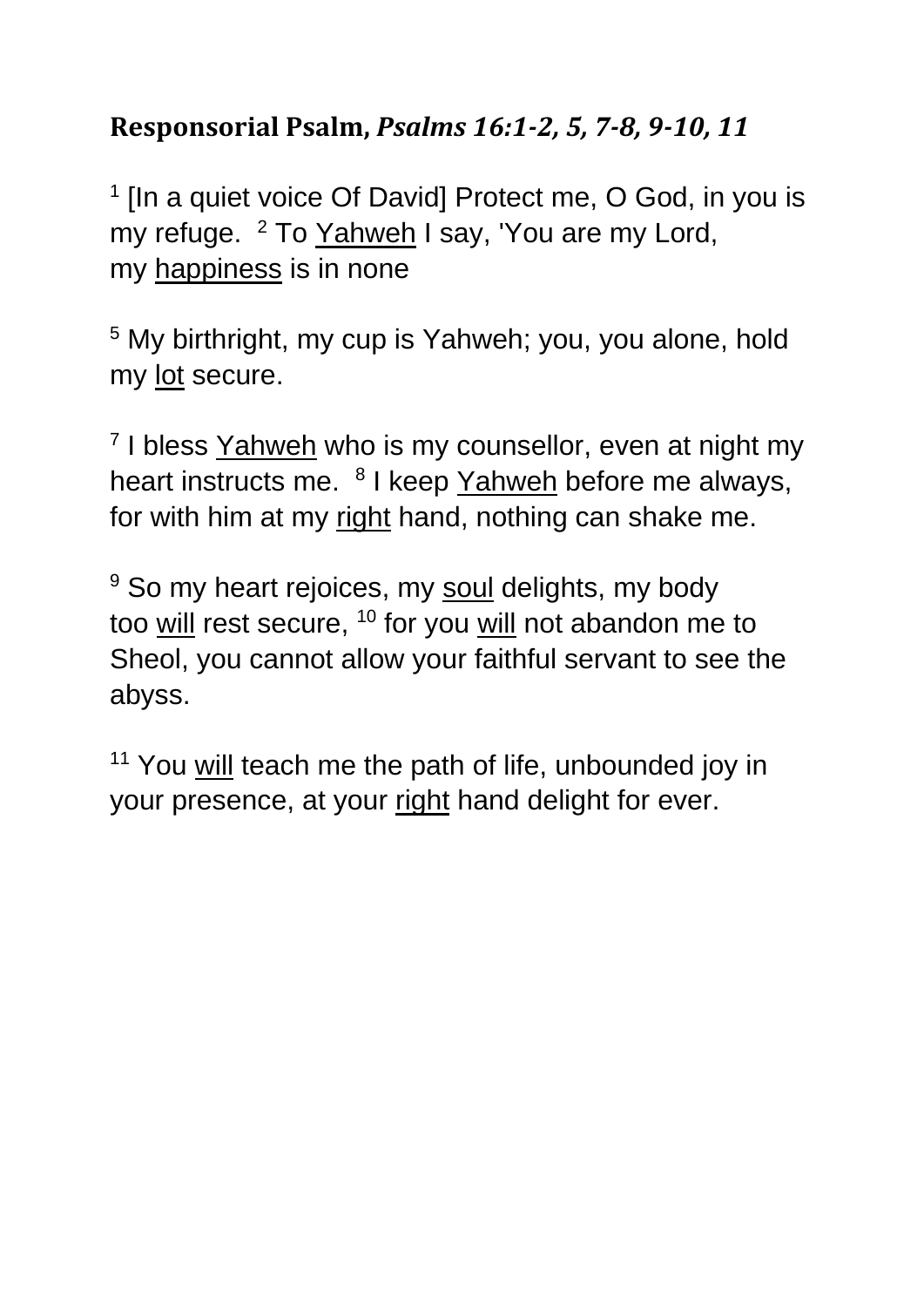**Responsorial Psalm, *Psalms 16:1-2, 5, 7-8, 9-10, 11***

[1] [In a quiet voice Of David] Protect me, O God, in you is my refuge. [2] To Yahweh I say, 'You are my Lord, my happiness is in none

[5] My birthright, my cup is Yahweh; you, you alone, hold my lot secure.

[7] I bless Yahweh who is my counsellor, even at night my heart instructs me. [8] I keep Yahweh before me always, for with him at my right hand, nothing can shake me.

[9] So my heart rejoices, my soul delights, my body too will rest secure, [10] for you will not abandon me to Sheol, you cannot allow your faithful servant to see the abyss.

[11] You will teach me the path of life, unbounded joy in your presence, at your right hand delight for ever.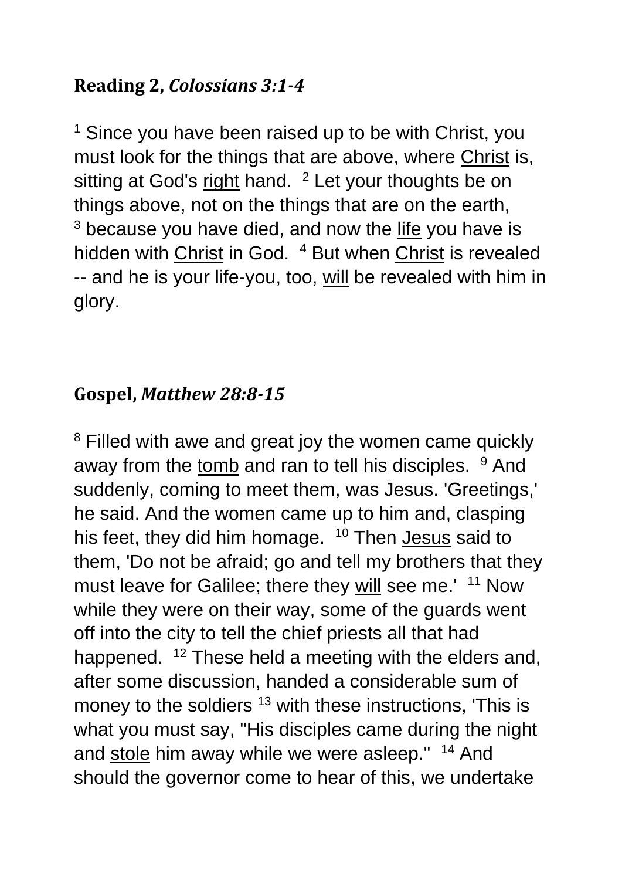## **Reading 2,** ***Colossians 3:1-4***

[1] Since you have been raised up to be with Christ, you must look for the things that are above, where <u>Christ</u> is, sitting at God's <u>right</u> hand. [2] Let your thoughts be on things above, not on the things that are on the earth, [3] because you have died, and now the <u>life</u> you have is hidden with <u>Christ</u> in God. [4] But when <u>Christ</u> is revealed -- and he is your life-you, too, <u>will</u> be revealed with him in glory.

## **Gospel,** ***Matthew 28:8-15***

[8] Filled with awe and great joy the women came quickly away from the <u>tomb</u> and ran to tell his disciples. [9] And suddenly, coming to meet them, was Jesus. 'Greetings,' he said. And the women came up to him and, clasping his feet, they did him homage. [10] Then <u>Jesus</u> said to them, 'Do not be afraid; go and tell my brothers that they must leave for Galilee; there they <u>will</u> see me.' [11] Now while they were on their way, some of the guards went off into the city to tell the chief priests all that had happened. [12] These held a meeting with the elders and, after some discussion, handed a considerable sum of money to the soldiers [13] with these instructions, 'This is what you must say, "His disciples came during the night and <u>stole</u> him away while we were asleep." [14] And should the governor come to hear of this, we undertake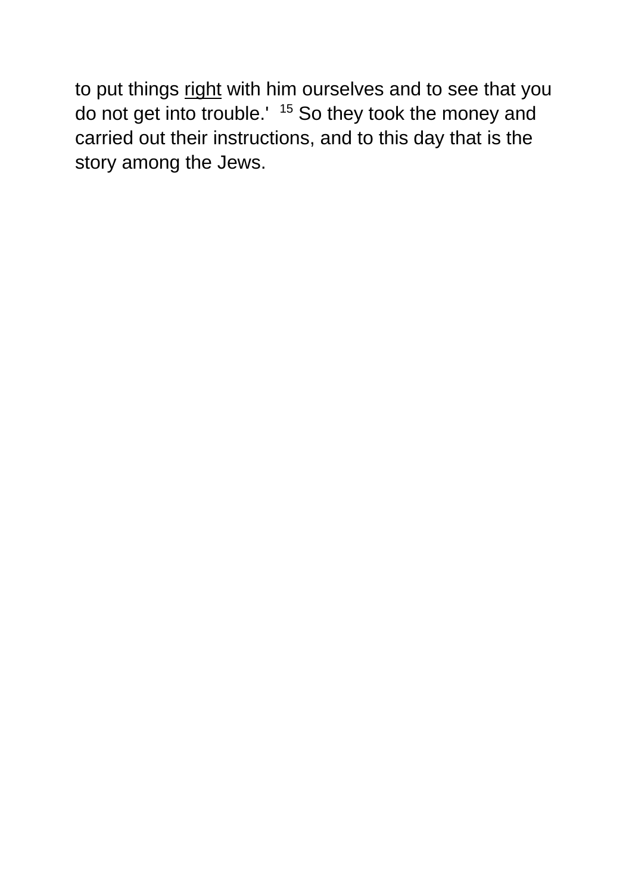to put things right with him ourselves and to see that you do not get into trouble.' [15] So they took the money and carried out their instructions, and to this day that is the story among the Jews.